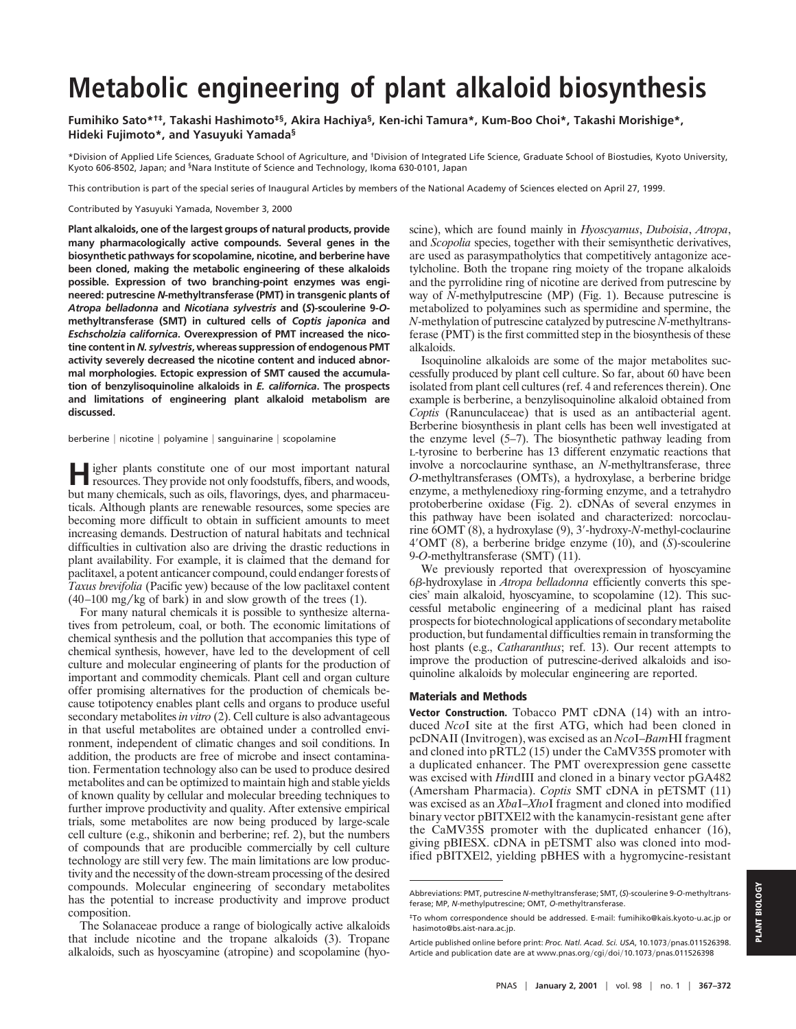# Metabolic engineering of plant alkaloid biosynthesis

**Fumihiko Sato*†‡, Takashi Hashimoto‡§, Akira Hachiya§, Ken-ichi Tamura*, Kum-Boo Choi*, Takashi Morishige*, Hideki Fujimoto*, and Yasuyuki Yamada§**

*Division of Applied Life Sciences, Graduate School of Agriculture, and †Division of Integrated Life Science, Graduate School of Biostudies, Kyoto University, Kyoto 606-8502, Japan; and §Nara Institute of Science and Technology, Ikoma 630-0101, Japan

This contribution is part of the special series of Inaugural Articles by members of the National Academy of Sciences elected on April 27, 1999.

Contributed by Yasuyuki Yamada, November 3, 2000

**Plant alkaloids, one of the largest groups of natural products, provide many pharmacologically active compounds. Several genes in the biosynthetic pathways for scopolamine, nicotine, and berberine have been cloned, making the metabolic engineering of these alkaloids possible. Expression of two branching-point enzymes was engineered: putrescine *N*-methyltransferase (PMT) in transgenic plants of *Atropa belladonna* and *Nicotiana sylvestris* and (*S*)-scoulerine 9-*O*-methyltransferase (SMT) in cultured cells of *Coptis japonica* and *Eschscholzia californica*. Overexpression of PMT increased the nicotine content in *N. sylvestris*, whereas suppression of endogenous PMT activity severely decreased the nicotine content and induced abnormal morphologies. Ectopic expression of SMT caused the accumulation of benzylisoquinoline alkaloids in *E. californica*. The prospects and limitations of engineering plant alkaloid metabolism are discussed.**

berberine | nicotine | polyamine | sanguinarine | scopolamine

Higher plants constitute one of our most important natural resources. They provide not only foodstuffs, fibers, and woods, but many chemicals, such as oils, flavorings, dyes, and pharmaceuticals. Although plants are renewable resources, some species are becoming more difficult to obtain in sufficient amounts to meet increasing demands. Destruction of natural habitats and technical difficulties in cultivation also are driving the drastic reductions in plant availability. For example, it is claimed that the demand for paclitaxel, a potent anticancer compound, could endanger forests of *Taxus brevifolia* (Pacific yew) because of the low paclitaxel content (40–100 mg/kg of bark) in and slow growth of the trees (1).

For many natural chemicals it is possible to synthesize alternatives from petroleum, coal, or both. The economic limitations of chemical synthesis and the pollution that accompanies this type of chemical synthesis, however, have led to the development of cell culture and molecular engineering of plants for the production of important and commodity chemicals. Plant cell and organ culture offer promising alternatives for the production of chemicals because totipotency enables plant cells and organs to produce useful secondary metabolites *in vitro* (2). Cell culture is also advantageous in that useful metabolites are obtained under a controlled environment, independent of climatic changes and soil conditions. In addition, the products are free of microbe and insect contamination. Fermentation technology also can be used to produce desired metabolites and can be optimized to maintain high and stable yields of known quality by cellular and molecular breeding techniques to further improve productivity and quality. After extensive empirical trials, some metabolites are now being produced by large-scale cell culture (e.g., shikonin and berberine; ref. 2), but the numbers of compounds that are producible commercially by cell culture technology are still very few. The main limitations are low productivity and the necessity of the down-stream processing of the desired compounds. Molecular engineering of secondary metabolites has the potential to increase productivity and improve product composition.

The Solanaceae produce a range of biologically active alkaloids that include nicotine and the tropane alkaloids (3). Tropane alkaloids, such as hyoscyamine (atropine) and scopolamine (hyoscine), which are found mainly in *Hyoscyamus*, *Duboisia*, *Atropa*, and *Scopolia* species, together with their semisynthetic derivatives, are used as parasympatholytics that competitively antagonize acetylcholine. Both the tropane ring moiety of the tropane alkaloids and the pyrrolidine ring of nicotine are derived from putrescine by way of *N*-methylputrescine (MP) (Fig. 1). Because putrescine is metabolized to polyamines such as spermidine and spermine, the *N*-methylation of putrescine catalyzed by putrescine *N*-methyltransferase (PMT) is the first committed step in the biosynthesis of these alkaloids.

Isoquinoline alkaloids are some of the major metabolites successfully produced by plant cell culture. So far, about 60 have been isolated from plant cell cultures (ref. 4 and references therein). One example is berberine, a benzylisoquinoline alkaloid obtained from *Coptis* (Ranunculaceae) that is used as an antibacterial agent. Berberine biosynthesis in plant cells has been well investigated at the enzyme level (5–7). The biosynthetic pathway leading from L-tyrosine to berberine has 13 different enzymatic reactions that involve a norcoclaurine synthase, an *N*-methyltransferase, three *O*-methyltransferases (OMTs), a hydroxylase, a berberine bridge enzyme, a methylenedioxy ring-forming enzyme, and a tetrahydro protoberberine oxidase (Fig. 2). cDNAs of several enzymes in this pathway have been isolated and characterized: norcoclaurine 6OMT (8), a hydroxylase (9), 3′-hydroxy-*N*-methyl-coclaurine 4′OMT (8), a berberine bridge enzyme (10), and (*S*)-scoulerine 9-*O*-methyltransferase (SMT) (11).

We previously reported that overexpression of hyoscyamine 6β-hydroxylase in *Atropa belladonna* efficiently converts this species' main alkaloid, hyoscyamine, to scopolamine (12). This successful metabolic engineering of a medicinal plant has raised prospects for biotechnological applications of secondary metabolite production, but fundamental difficulties remain in transforming the host plants (e.g., *Catharanthus*; ref. 13). Our recent attempts to improve the production of putrescine-derived alkaloids and isoquinoline alkaloids by molecular engineering are reported.

## Materials and Methods

**Vector Construction.** Tobacco PMT cDNA (14) with an introduced *Nco*I site at the first ATG, which had been cloned in pcDNAII (Invitrogen), was excised as an *Nco*I–*Bam*HI fragment and cloned into pRTL2 (15) under the CaMV35S promoter with a duplicated enhancer. The PMT overexpression gene cassette was excised with *Hin*dIII and cloned in a binary vector pGA482 (Amersham Pharmacia). *Coptis* SMT cDNA in pETSMT (11) was excised as an *Xba*I–*Xho*I fragment and cloned into modified binary vector pBITXEl2 with the kanamycin-resistant gene after the CaMV35S promoter with the duplicated enhancer (16), giving pBIESX. cDNA in pETSMT also was cloned into modified pBITXEl2, yielding pBHES with a hygromycine-resistant

---

Abbreviations: PMT, putrescine *N*-methyltransferase; SMT, (*S*)-scoulerine 9-*O*-methyltransferase; MP, *N*-methylputrescine; OMT, *O*-methyltransferase.

‡To whom correspondence should be addressed. E-mail: fumihiko@kais.kyoto-u.ac.jp or hasimoto@bs.aist-nara.ac.jp.

Article published online before print: *Proc. Natl. Acad. Sci. USA*, 10.1073/pnas.011526398. Article and publication date are at www.pnas.org/cgi/doi/10.1073/pnas.011526398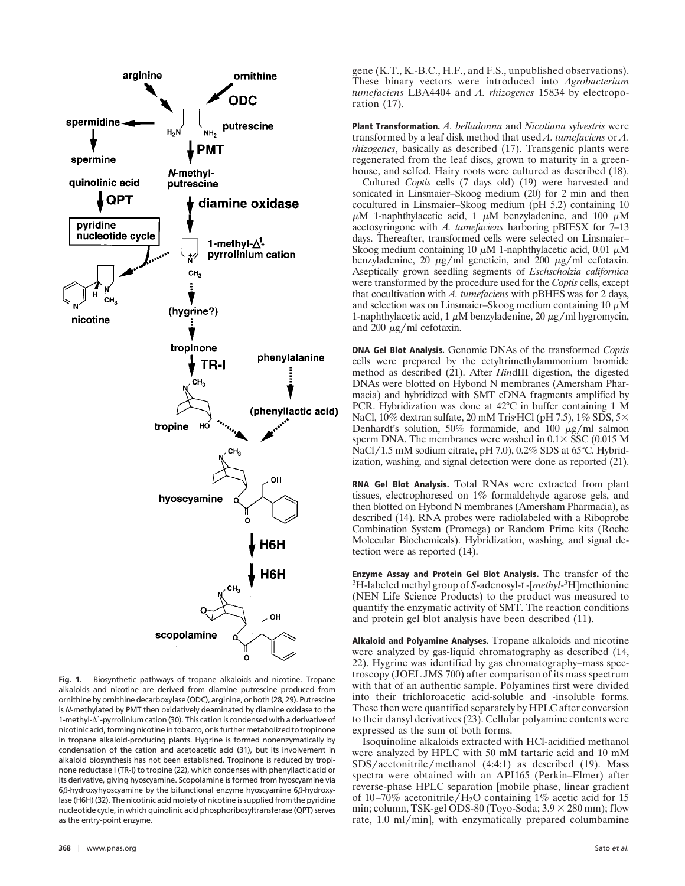**Fig. 1.** Biosynthetic pathways of tropane alkaloids and nicotine. Tropane alkaloids and nicotine are derived from diamine putrescine produced from ornithine by ornithine decarboxylase (ODC), arginine, or both (28, 29). Putrescine is *N*-methylated by PMT then oxidatively deaminated by diamine oxidase to the 1-methyl-$\Delta^1$-pyrrolinium cation (30). This cation is condensed with a derivative of nicotinic acid, forming nicotine in tobacco, or is further metabolized to tropinone in tropane alkaloid-producing plants. Hygrine is formed nonenzymatically by condensation of the cation and acetoacetic acid (31), but its involvement in alkaloid biosynthesis has not been established. Tropinone is reduced by tropinone reductase I (TR-I) to tropine (22), which condenses with phenyllactic acid or its derivative, giving hyoscyamine. Scopolamine is formed from hyoscyamine via 6β-hydroxyhyoscyamine by the bifunctional enzyme hyoscyamine 6β-hydroxylase (H6H) (32). The nicotinic acid moiety of nicotine is supplied from the pyridine nucleotide cycle, in which quinolinic acid phosphoribosyltransferase (QPT) serves as the entry-point enzyme.

gene (K.T., K.-B.C., H.F., and F.S., unpublished observations). These binary vectors were introduced into *Agrobacterium tumefaciens* LBA4404 and *A. rhizogenes* 15834 by electroporation (17).

**Plant Transformation.** *A. belladonna* and *Nicotiana sylvestris* were transformed by a leaf disk method that used *A. tumefaciens* or *A. rhizogenes*, basically as described (17). Transgenic plants were regenerated from the leaf discs, grown to maturity in a greenhouse, and selfed. Hairy roots were cultured as described (18).

Cultured *Coptis* cells (7 days old) (19) were harvested and sonicated in Linsmaier–Skoog medium (20) for 2 min and then cocultured in Linsmaier–Skoog medium (pH 5.2) containing 10 μM 1-naphthylacetic acid, 1 μM benzyladenine, and 100 μM acetosyringone with *A. tumefaciens* harboring pBIESX for 7–13 days. Thereafter, transformed cells were selected on Linsmaier–Skoog medium containing 10 μM 1-naphthylacetic acid, 0.01 μM benzyladenine, 20 μg/ml geneticin, and 200 μg/ml cefotaxin. Aseptically grown seedling segments of *Eschscholzia californica* were transformed by the procedure used for the *Coptis* cells, except that cocultivation with *A. tumefaciens* with pBHES was for 2 days, and selection was on Linsmaier–Skoog medium containing 10 μM 1-naphthylacetic acid, 1 μM benzyladenine, 20 μg/ml hygromycin, and 200 μg/ml cefotaxin.

**DNA Gel Blot Analysis.** Genomic DNAs of the transformed *Coptis* cells were prepared by the cetyltrimethylammonium bromide method as described (21). After *Hin*dIII digestion, the digested DNAs were blotted on Hybond N membranes (Amersham Pharmacia) and hybridized with SMT cDNA fragments amplified by PCR. Hybridization was done at 42°C in buffer containing 1 M NaCl, 10% dextran sulfate, 20 mM Tris·HCl (pH 7.5), 1% SDS, 5× Denhardt's solution, 50% formamide, and 100 μg/ml salmon sperm DNA. The membranes were washed in 0.1× SSC (0.015 M NaCl/1.5 mM sodium citrate, pH 7.0), 0.2% SDS at 65°C. Hybridization, washing, and signal detection were done as reported (21).

**RNA Gel Blot Analysis.** Total RNAs were extracted from plant tissues, electrophoresed on 1% formaldehyde agarose gels, and then blotted on Hybond N membranes (Amersham Pharmacia), as described (14). RNA probes were radiolabeled with a Riboprobe Combination System (Promega) or Random Prime kits (Roche Molecular Biochemicals). Hybridization, washing, and signal detection were as reported (14).

**Enzyme Assay and Protein Gel Blot Analysis.** The transfer of the $^3$H-labeled methyl group of *S*-adenosyl-L-[*methyl*-$^3$H]methionine (NEN Life Science Products) to the product was measured to quantify the enzymatic activity of SMT. The reaction conditions and protein gel blot analysis have been described (11).

**Alkaloid and Polyamine Analyses.** Tropane alkaloids and nicotine were analyzed by gas-liquid chromatography as described (14, 22). Hygrine was identified by gas chromatography–mass spectroscopy (JOEL JMS 700) after comparison of its mass spectrum with that of an authentic sample. Polyamines first were divided into their trichloroacetic acid-soluble and -insoluble forms. These then were quantified separately by HPLC after conversion to their dansyl derivatives (23). Cellular polyamine contents were expressed as the sum of both forms.

Isoquinoline alkaloids extracted with HCl-acidified methanol were analyzed by HPLC with 50 mM tartaric acid and 10 mM SDS/acetonitrile/methanol (4:4:1) as described (19). Mass spectra were obtained with an API165 (Perkin–Elmer) after reverse-phase HPLC separation [mobile phase, linear gradient of 10–70% acetonitrile/$H_2O$ containing 1% acetic acid for 15 min; column, TSK-gel ODS-80 (Toyo-Soda; 3.9 × 280 mm); flow rate, 1.0 ml/min], with enzymatically prepared columbamine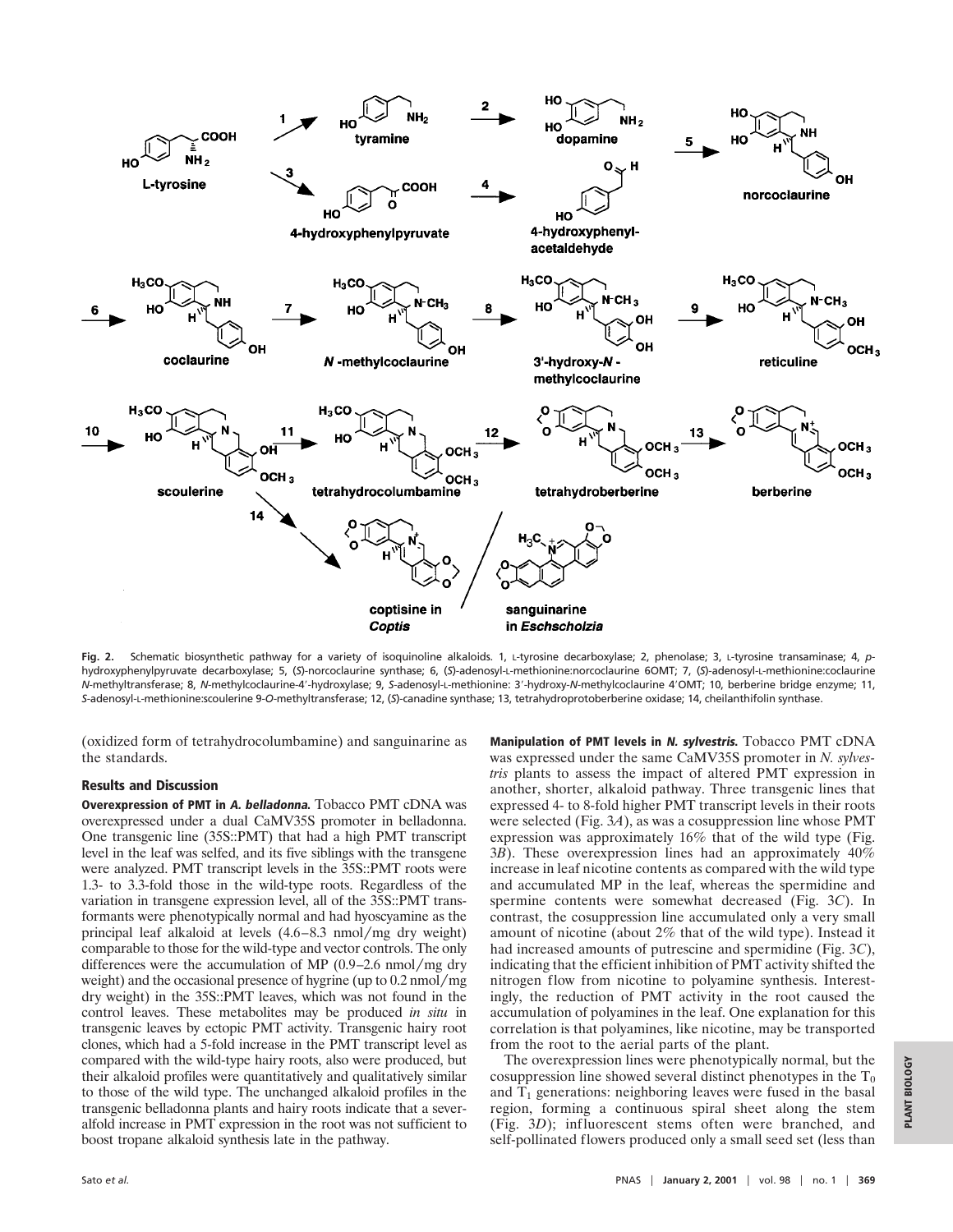**Fig. 2.** Schematic biosynthetic pathway for a variety of isoquinoline alkaloids. 1, L-tyrosine decarboxylase; 2, phenolase; 3, L-tyrosine transaminase; 4, *p*-hydroxyphenylpyruvate decarboxylase; 5, (*S*)-norcoclaurine synthase; 6, (*S*)-adenosyl-L-methionine:norcoclaurine 6OMT; 7, (*S*)-adenosyl-L-methionine:coclaurine *N*-methyltransferase; 8, *N*-methylcoclaurine-4′-hydroxylase; 9, *S*-adenosyl-L-methionine: 3′-hydroxy-*N*-methylcoclaurine 4′OMT; 10, berberine bridge enzyme; 11, *S*-adenosyl-L-methionine:scoulerine 9-*O*-methyltransferase; 12, (*S*)-canadine synthase; 13, tetrahydroprotoberberine oxidase; 14, cheilanthifolin synthase.

(oxidized form of tetrahydrocolumbamine) and sanguinarine as the standards.

## Results and Discussion

**Overexpression of PMT in *A. belladonna*.** Tobacco PMT cDNA was overexpressed under a dual CaMV35S promoter in belladonna. One transgenic line (35S::PMT) that had a high PMT transcript level in the leaf was selfed, and its five siblings with the transgene were analyzed. PMT transcript levels in the 35S::PMT roots were 1.3- to 3.3-fold those in the wild-type roots. Regardless of the variation in transgene expression level, all of the 35S::PMT transformants were phenotypically normal and had hyoscyamine as the principal leaf alkaloid at levels (4.6–8.3 nmol/mg dry weight) comparable to those for the wild-type and vector controls. The only differences were the accumulation of MP (0.9–2.6 nmol/mg dry weight) and the occasional presence of hygrine (up to 0.2 nmol/mg dry weight) in the 35S::PMT leaves, which was not found in the control leaves. These metabolites may be produced *in situ* in transgenic leaves by ectopic PMT activity. Transgenic hairy root clones, which had a 5-fold increase in the PMT transcript level as compared with the wild-type hairy roots, also were produced, but their alkaloid profiles were quantitatively and qualitatively similar to those of the wild type. The unchanged alkaloid profiles in the transgenic belladonna plants and hairy roots indicate that a several-fold increase in PMT expression in the root was not sufficient to boost tropane alkaloid synthesis late in the pathway.

**Manipulation of PMT levels in *N. sylvestris*.** Tobacco PMT cDNA was expressed under the same CaMV35S promoter in *N. sylvestris* plants to assess the impact of altered PMT expression in another, shorter, alkaloid pathway. Three transgenic lines than expressed 4- to 8-fold higher PMT transcript levels in their roots were selected (Fig. 3*A*), as was a cosuppression line whose PMT expression was approximately 16% that of the wild type (Fig. 3*B*). These overexpression lines had an approximately 40% increase in leaf nicotine contents as compared with the wild type and accumulated MP in the leaf, whereas the spermidine and spermine contents were somewhat decreased (Fig. 3*C*). In contrast, the cosuppression line accumulated only a very small amount of nicotine (about 2% that of the wild type). Instead it had increased amounts of putrescine and spermidine (Fig. 3*C*), indicating that the efficient inhibition of PMT activity shifted the nitrogen flow from nicotine to polyamine synthesis. Interestingly, the reduction of PMT activity in the root caused the accumulation of polyamines in the leaf. One explanation for this correlation is that polyamines, like nicotine, may be transported from the root to the aerial parts of the plant.

The overexpression lines were phenotypically normal, but the cosuppression line showed several distinct phenotypes in the $T_0$ and $T_1$ generations: neighboring leaves were fused in the basal region, forming a continuous spiral sheet along the stem (Fig. 3*D*); influorescent stems often were branched, and self-pollinated flowers produced only a small seed set (less than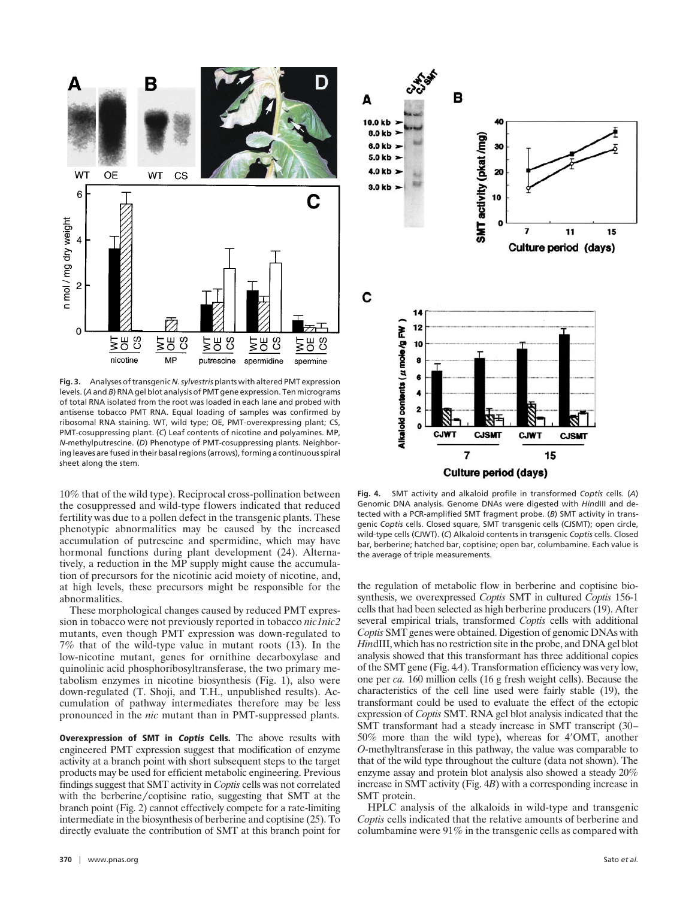**Fig. 3.** Analyses of transgenic *N. sylvestris* plants with altered PMT expression levels. (*A* and *B*) RNA gel blot analysis of PMT gene expression. Ten micrograms of total RNA isolated from the root was loaded in each lane and probed with antisense tobacco PMT RNA. Equal loading of samples was confirmed by ribosomal RNA staining. WT, wild type; OE, PMT-overexpressing plant; CS, PMT-cosuppressing plant. (*C*) Leaf contents of nicotine and polyamines. MP, *N*-methylputrescine. (*D*) Phenotype of PMT-cosuppressing plants. Neighboring leaves are fused in their basal regions (arrows), forming a continuous spiral sheet along the stem.

10% that of the wild type). Reciprocal cross-pollination between the cosuppressed and wild-type flowers indicated that reduced fertility was due to a pollen defect in the transgenic plants. These phenotypic abnormalities may be caused by the increased accumulation of putrescine and spermidine, which may have hormonal functions during plant development (24). Alternatively, a reduction in the MP supply might cause the accumulation of precursors for the nicotinic acid moiety of nicotine, and, at high levels, these precursors might be responsible for the abnormalities.

These morphological changes caused by reduced PMT expression in tobacco were not previously reported in tobacco *nic1nic2* mutants, even though PMT expression was down-regulated to 7% that of the wild-type value in mutant roots (13). In the low-nicotine mutant, genes for ornithine decarboxylase and quinolinic acid phosphoribosyltransferase, the two primary metabolism enzymes in nicotine biosynthesis (Fig. 1), also were down-regulated (T. Shoji, and T.H., unpublished results). Accumulation of pathway intermediates therefore may be less pronounced in the *nic* mutant than in PMT-suppressed plants.

**Overexpression of SMT in *Coptis* Cells.** The above results with engineered PMT expression suggest that modification of enzyme activity at a branch point with short subsequent steps to the target products may be used for efficient metabolic engineering. Previous findings suggest that SMT activity in *Coptis* cells was not correlated with the berberine/coptisine ratio, suggesting that SMT at the branch point (Fig. 2) cannot effectively compete for a rate-limiting intermediate in the biosynthesis of berberine and coptisine (25). To directly evaluate the contribution of SMT at this branch point for the regulation of metabolic flow in berberine and coptisine biosynthesis, we overexpressed *Coptis* SMT in cultured *Coptis* 156-1 cells that had been selected as high berberine producers (19). After several empirical trials, transformed *Coptis* cells with additional *Coptis* SMT genes were obtained. Digestion of genomic DNAs with *Hin*dIII, which has no restriction site in the probe, and DNA gel blot analysis showed that this transformant has three additional copies of the SMT gene (Fig. 4*A*). Transformation efficiency was very low, one per *ca.* 160 million cells (16 g fresh weight cells). Because the characteristics of the cell line used were fairly stable (19), the transformant could be used to evaluate the effect of the ectopic expression of *Coptis* SMT. RNA gel blot analysis indicated that the SMT transformant had a steady increase in SMT transcript (30–50% more than the wild type), whereas for 4′OMT, another *O*-methyltransferase in this pathway, the value was comparable to that of the wild type throughout the culture (data not shown). The enzyme assay and protein blot analysis also showed a steady 20% increase in SMT activity (Fig. 4*B*) with a corresponding increase in SMT protein.

HPLC analysis of the alkaloids in wild-type and transgenic *Coptis* cells indicated that the relative amounts of berberine and columbamine were 91% in the transgenic cells as compared with

**Fig. 4.** SMT activity and alkaloid profile in transformed *Coptis* cells. (*A*) Genomic DNA analysis. Genome DNAs were digested with *Hin*dIII and detected with a PCR-amplified SMT fragment probe. (*B*) SMT activity in transgenic *Coptis* cells. Closed square, SMT transgenic cells (CJSMT); open circle, wild-type cells (CJWT). (*C*) Alkaloid contents in transgenic *Coptis* cells. Closed bar, berberine; hatched bar, coptisine; open bar, columbamine. Each value is the average of triple measurements.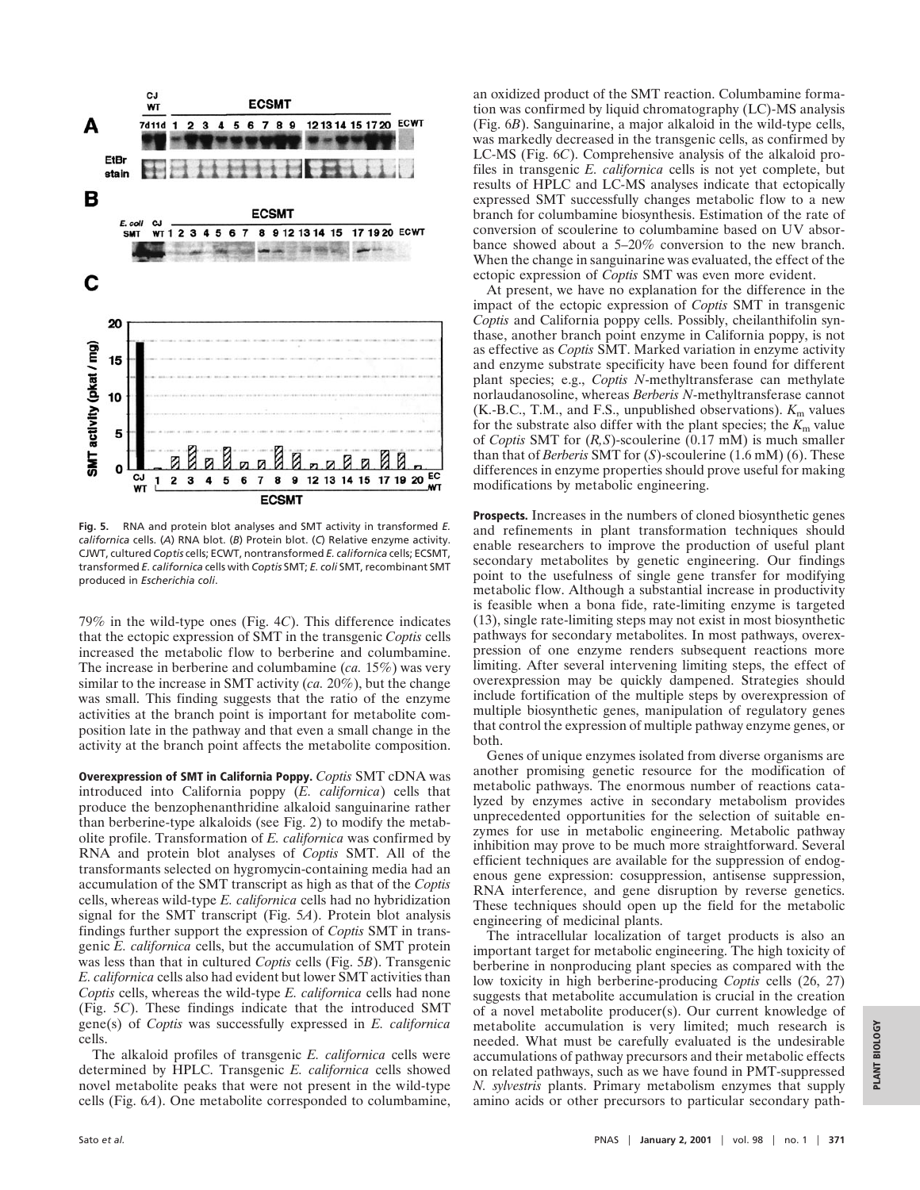A

CJ WT

ECSMT

7d 11d 1 2 3 4 5 6 7 8 9 12 13 14 15 17 20 ECWT

EtBr stain

B

E. coli SMT

CJ WT

ECSMT

1 2 3 4 5 6 7 8 9 12 13 14 15 17 19 20 ECWT

C

SMT activity (pkat / mg)

20

15

10

5

0

CJ WT 1 2 3 4 5 6 7 8 9 12 13 14 15 17 19 20 EC WT

ECSMT

**Fig. 5.** RNA and protein blot analyses and SMT activity in transformed *E. californica* cells. (*A*) RNA blot. (*B*) Protein blot. (*C*) Relative enzyme activity. CJWT, cultured *Coptis* cells; ECWT, nontransformed *E. californica* cells; ECSMT, transformed *E. californica* cells with *Coptis* SMT; *E. coli* SMT, recombinant SMT produced in *Escherichia coli*.

79% in the wild-type ones (Fig. 4*C*). This difference indicates that the ectopic expression of SMT in the transgenic *Coptis* cells increased the metabolic flow to berberine and columbamine. The increase in berberine and columbamine (*ca.* 15%) was very similar to the increase in SMT activity (*ca.* 20%), but the change was small. This finding suggests that the ratio of the enzyme activities at the branch point is important for metabolite composition late in the pathway and that even a small change in the activity at the branch point affects the metabolite composition.

**Overexpression of SMT in California Poppy.** *Coptis* SMT cDNA was introduced into California poppy (*E. californica*) cells that produce the benzophenanthridine alkaloid sanguinarine rather than berberine-type alkaloids (see Fig. 2) to modify the metabolite profile. Transformation of *E. californica* was confirmed by RNA and protein blot analyses of *Coptis* SMT. All of the transformants selected on hygromycin-containing media had an accumulation of the SMT transcript as high as that of the *Coptis* cells, whereas wild-type *E. californica* cells had no hybridization signal for the SMT transcript (Fig. 5*A*). Protein blot analysis findings further support the expression of *Coptis* SMT in transgenic *E. californica* cells, but the accumulation of SMT protein was less than that in cultured *Coptis* cells (Fig. 5*B*). Transgenic *E. californica* cells also had evident but lower SMT activities than *Coptis* cells, whereas the wild-type *E. californica* cells had none (Fig. 5*C*). These findings indicate that the introduced SMT gene(s) of *Coptis* was successfully expressed in *E. californica* cells.

The alkaloid profiles of transgenic *E. californica* cells were determined by HPLC. Transgenic *E. californica* cells showed novel metabolite peaks that were not present in the wild-type cells (Fig. 6*A*). One metabolite corresponded to columbamine, an oxidized product of the SMT reaction. Columbamine formation was confirmed by liquid chromatography (LC)-MS analysis (Fig. 6*B*). Sanguinarine, a major alkaloid in the wild-type cells, was markedly decreased in the transgenic cells, as confirmed by LC-MS (Fig. 6*C*). Comprehensive analysis of the alkaloid profiles in transgenic *E. californica* cells is not yet complete, but results of HPLC and LC-MS analyses indicate that ectopically expressed SMT successfully changes metabolic flow to a new branch for columbamine biosynthesis. Estimation of the rate of conversion of scoulerine to columbamine based on UV absorbance showed about a 5–20% conversion to the new branch. When the change in sanguinarine was evaluated, the effect of the ectopic expression of *Coptis* SMT was even more evident.

At present, we have no explanation for the difference in the impact of the ectopic expression of *Coptis* SMT in transgenic *Coptis* and California poppy cells. Possibly, cheilanthifolin synthase, another branch point enzyme in California poppy, is not as effective as *Coptis* SMT. Marked variation in enzyme activity and enzyme substrate specificity have been found for different plant species; e.g., *Coptis N*-methyltransferase can methylate norlaudanosoline, whereas *Berberis N*-methyltransferase cannot (K.-B.C., T.M., and F.S., unpublished observations). $K_m$ values for the substrate also differ with the plant species; the $K_m$ value of *Coptis* SMT for (*R,S*)-scoulerine (0.17 mM) is much smaller than that of *Berberis* SMT for (*S*)-scoulerine (1.6 mM) (6). These differences in enzyme properties should prove useful for making modifications by metabolic engineering.

**Prospects.** Increases in the numbers of cloned biosynthetic genes and refinements in plant transformation techniques should enable researchers to improve the production of useful plant secondary metabolites by genetic engineering. Our findings point to the usefulness of single gene transfer for modifying metabolic flow. Although a substantial increase in productivity is feasible when a bona fide, rate-limiting enzyme is targeted (13), single rate-limiting steps may not exist in most biosynthetic pathways for secondary metabolites. In most pathways, overexpression of one enzyme renders subsequent reactions more limiting. After several intervening limiting steps, the effect of overexpression may be quickly dampened. Strategies should include fortification of the multiple steps by overexpression of multiple biosynthetic genes, manipulation of regulatory genes that control the expression of multiple pathway enzyme genes, or both.

Genes of unique enzymes isolated from diverse organisms are another promising genetic resource for the modification of metabolic pathways. The enormous number of reactions catalyzed by enzymes active in secondary metabolism provides unprecedented opportunities for the selection of suitable enzymes for use in metabolic engineering. Metabolic pathway inhibition may prove to be much more straightforward. Several efficient techniques are available for the suppression of endogenous gene expression: cosuppression, antisense suppression, RNA interference, and gene disruption by reverse genetics. These techniques should open up the field for the metabolic engineering of medicinal plants.

The intracellular localization of target products is also an important target for metabolic engineering. The high toxicity of berberine in nonproducing plant species as compared with the low toxicity in high berberine-producing *Coptis* cells (26, 27) suggests that metabolite accumulation is crucial in the creation of a novel metabolite producer(s). Our current knowledge of metabolite accumulation is very limited; much research is needed. What must be carefully evaluated is the undesirable accumulations of pathway precursors and their metabolic effects on related pathways, such as we have found in PMT-suppressed *N. sylvestris* plants. Primary metabolism enzymes that supply amino acids or other precursors to particular secondary path-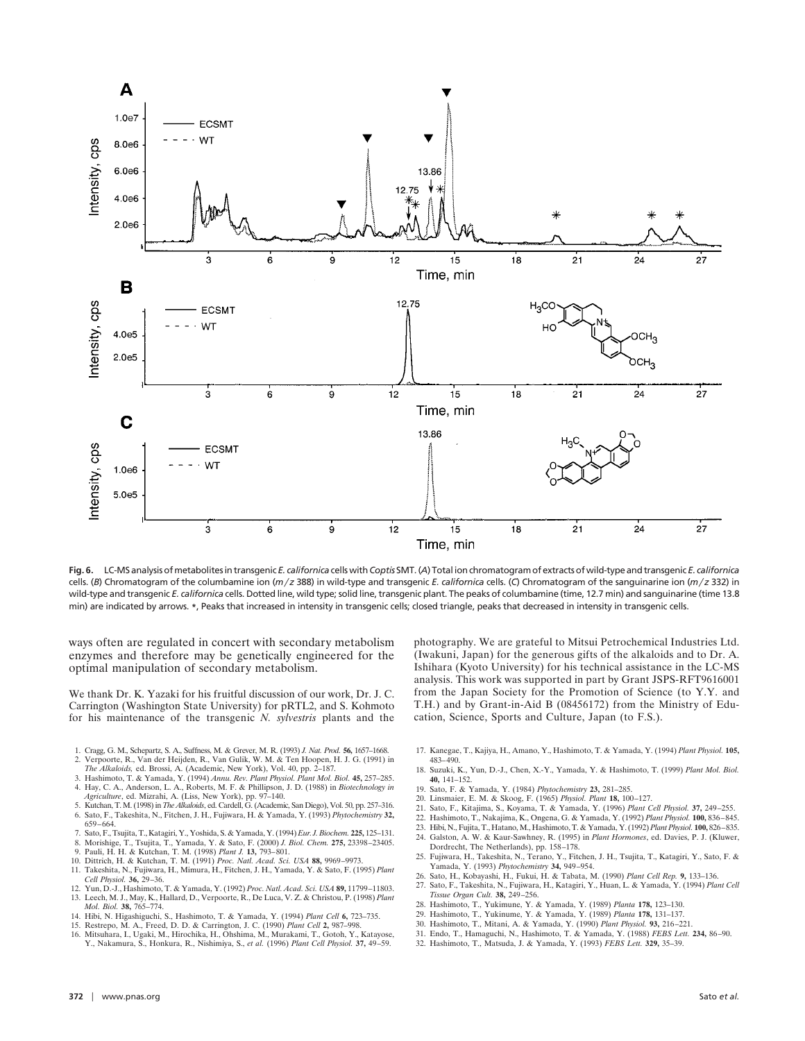A

Intensity, cps

1.0e7

8.0e6

6.0e6

4.0e6

2.0e6

ECSMT

WT

13.86

12.75

3 6 9 12 15 18 21 24 27

Time, min

B

Intensity, cps

4.0e5

2.0e5

ECSMT

WT

12.75

3 6 9 12 15 18 21 24 27

Time, min

C

Intensity, cps

1.0e6

5.0e5

ECSMT

WT

13.86

3 6 9 12 15 18 21 24 27

Time, min

**Fig. 6.** LC-MS analysis of metabolites in transgenic *E. californica* cells with *Coptis* SMT. (*A*) Total ion chromatogram of extracts of wild-type and transgenic *E. californica* cells. (*B*) Chromatogram of the columbamine ion (*m/z* 388) in wild-type and transgenic *E. californica* cells. (*C*) Chromatogram of the sanguinarine ion (*m/z* 332) in wild-type and transgenic *E. californica* cells. Dotted line, wild type; solid line, transgenic plant. The peaks of columbamine (time, 12.7 min) and sanguinarine (time 13.8 min) are indicated by arrows. *, Peaks that increased in intensity in transgenic cells; closed triangle, peaks that decreased in intensity in transgenic cells.

ways often are regulated in concert with secondary metabolism enzymes and therefore may be genetically engineered for the optimal manipulation of secondary metabolism.

We thank Dr. K. Yazaki for his fruitful discussion of our work, Dr. J. C. Carrington (Washington State University) for pRTL2, and S. Kohmoto for his maintenance of the transgenic *N. sylvestris* plants and the photography. We are grateful to Mitsui Petrochemical Industries Ltd. (Iwakuni, Japan) for the generous gifts of the alkaloids and to Dr. A. Ishihara (Kyoto University) for his technical assistance in the LC-MS analysis. This work was supported in part by Grant JSPS-RFT9616001 from the Japan Society for the Promotion of Science (to Y.Y. and T.H.) and by Grant-in-Aid B (08456172) from the Ministry of Education, Science, Sports and Culture, Japan (to F.S.).

1. Cragg, G. M., Schepartz, S. A., Suffness, M. & Grever, M. R. (1993) *J. Nat. Prod.* **56,** 1657–1668.
2. Verpoorte, R., Van der Heijden, R., Van Gulik, W. M. & Ten Hoopen, H. J. G. (1991) in *The Alkaloids,* ed. Brossi, A. (Academic, New York), Vol. 40, pp. 2–187.
3. Hashimoto, T. & Yamada, Y. (1994) *Annu. Rev. Plant Physiol. Plant Mol. Biol.* **45,** 257–285.
4. Hay, C. A., Anderson, L. A., Roberts, M. F. & Phillipson, J. D. (1988) in *Biotechnology in Agriculture*, ed. Mizrahi, A. (Liss, New York), pp. 97–140.
5. Kutchan, T. M. (1998) in *The Alkaloids*, ed. Cardell, G. (Academic, San Diego), Vol. 50, pp. 257–316.
6. Sato, F., Takeshita, N., Fitchen, J. H., Fujiwara, H. & Yamada, Y. (1993) *Phytochemistry* **32,** 659–664.
7. Sato, F., Tsujita, T., Katagiri, Y., Yoshida, S. & Yamada, Y. (1994) *Eur. J. Biochem.* **225,** 125–131.
8. Morishige, T., Tsujita, T., Yamada, Y. & Sato, F. (2000) *J. Biol. Chem.* **275,** 23398–23405.
9. Pauli, H. H. & Kutchan, T. M. (1998) *Plant J.* **13,** 793–801.
10. Dittrich, H. & Kutchan, T. M. (1991) *Proc. Natl. Acad. Sci. USA* **88,** 9969–9973.
11. Takeshita, N., Fujiwara, H., Mimura, H., Fitchen, J. H., Yamada, Y. & Sato, F. (1995) *Plant Cell Physiol.* **36,** 29–36.
12. Yun, D.-J., Hashimoto, T. & Yamada, Y. (1992) *Proc. Natl. Acad. Sci. USA* **89,** 11799–11803.
13. Leech, M. J., May, K., Hallard, D., Verpoorte, R., De Luca, V. Z. & Christou, P. (1998) *Plant Mol. Biol.* **38,** 765–774.
14. Hibi, N. Higashiguchi, S., Hashimoto, T. & Yamada, Y. (1994) *Plant Cell* **6,** 723–735.
15. Restrepo, M. A., Freed, D. D. & Carrington, J. C. (1990) *Plant Cell* **2,** 987–998.
16. Mitsuhara, I., Ugaki, M., Hirochika, H., Ohshima, M., Murakami, T., Gotoh, Y., Katayose, Y., Nakamura, S., Honkura, R., Nishimiya, S., *et al.* (1996) *Plant Cell Physiol.* **37,** 49–59.
17. Kanegae, T., Kajiya, H., Amano, Y., Hashimoto, T. & Yamada, Y. (1994) *Plant Physiol.* **105,** 483–490.
18. Suzuki, K., Yun, D.-J., Chen, X.-Y., Yamada, Y. & Hashimoto, T. (1999) *Plant Mol. Biol.* **40,** 141–152.
19. Sato, F. & Yamada, Y. (1984) *Phytochemistry* **23,** 281–285.
20. Linsmaier, E. M. & Skoog, F. (1965) *Physiol. Plant* **18,** 100–127.
21. Sato, F., Kitajima, S., Koyama, T. & Yamada, Y. (1996) *Plant Cell Physiol.* **37,** 249–255.
22. Hashimoto, T., Nakajima, K., Ongena, G. & Yamada, Y. (1992) *Plant Physiol.* **100,** 836–845.
23. Hibi, N., Fujita, T., Hatano, M., Hashimoto, T. & Yamada, Y. (1992) *Plant Physiol.* **100,** 826–835.
24. Galston, A. W. & Kaur-Sawhney, R. (1995) in *Plant Hormones*, ed. Davies, P. J. (Kluwer, Dordrecht, The Netherlands), pp. 158–178.
25. Fujiwara, H., Takeshita, N., Terano, Y., Fitchen, J. H., Tsujita, T., Katagiri, Y., Sato, F. & Yamada, Y. (1993) *Phytochemistry* **34,** 949–954.
26. Sato, H., Kobayashi, H., Fukui, H. & Tabata, M. (1990) *Plant Cell Rep.* **9,** 133–136.
27. Sato, F., Takeshita, N., Fujiwara, H., Katagiri, Y., Huan, L. & Yamada, Y. (1994) *Plant Cell Tissue Organ Cult.* **38,** 249–256.
28. Hashimoto, T., Yukimune, Y. & Yamada, Y. (1989) *Planta* **178,** 123–130.
29. Hashimoto, T., Yukinume, Y. & Yamada, Y. (1989) *Planta* **178,** 131–137.
30. Hashimoto, T., Mitani, A. & Yamada, Y. (1990) *Plant Physiol.* **93,** 216–221.
31. Endo, T., Hamaguchi, N., Hashimoto, T. & Yamada, Y. (1988) *FEBS Lett.* **234,** 86–90.
32. Hashimoto, T., Matsuda, J. & Yamada, Y. (1993) *FEBS Lett.* **329,** 35–39.